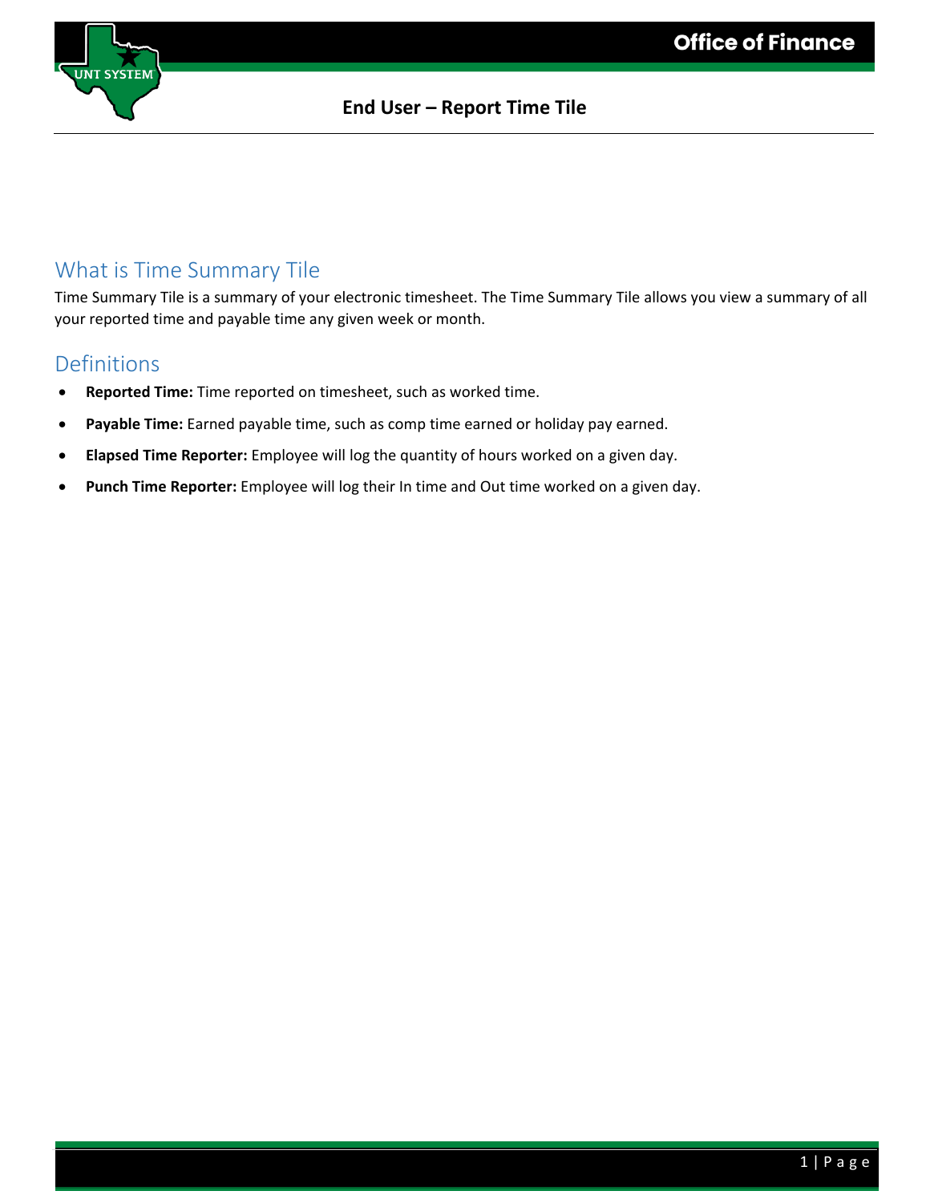# End User – Report Time Tile

## What is Time Summary Tile

Time Summary Tile is a summary of your electronic timesheet. The Time Summary Tile allows you view a summary of all your reported time and payable time any given week or month.

## Definitions

- **Reported Time:** Time reported on timesheet, such as worked time.
- **Payable Time:** Earned payable time, such as comp time earned or holiday pay earned.
- **Elapsed Time Reporter:** Employee will log the quantity of hours worked on a given day.
- **Punch Time Reporter:** Employee will log their In time and Out time worked on a given day.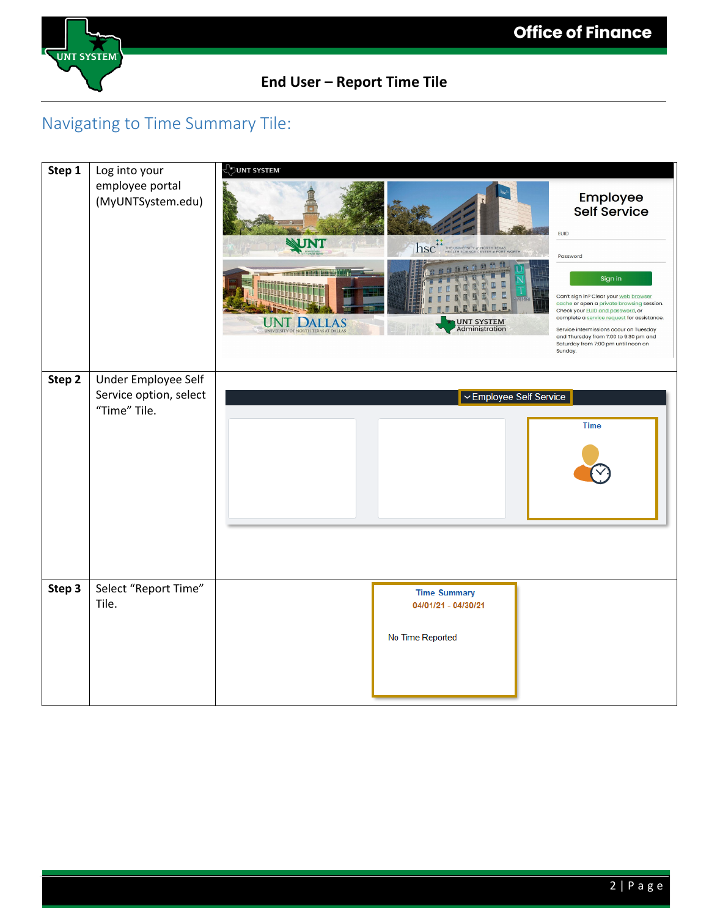## Navigating to Time Summary Tile:

| | | |
|---|---|---|
| **Step 1** | Log into your employee portal (MyUNTSystem.edu) | |
| **Step 2** | Under Employee Self Service option, select "Time" Tile. | |
| **Step 3** | Select "Report Time" Tile. | |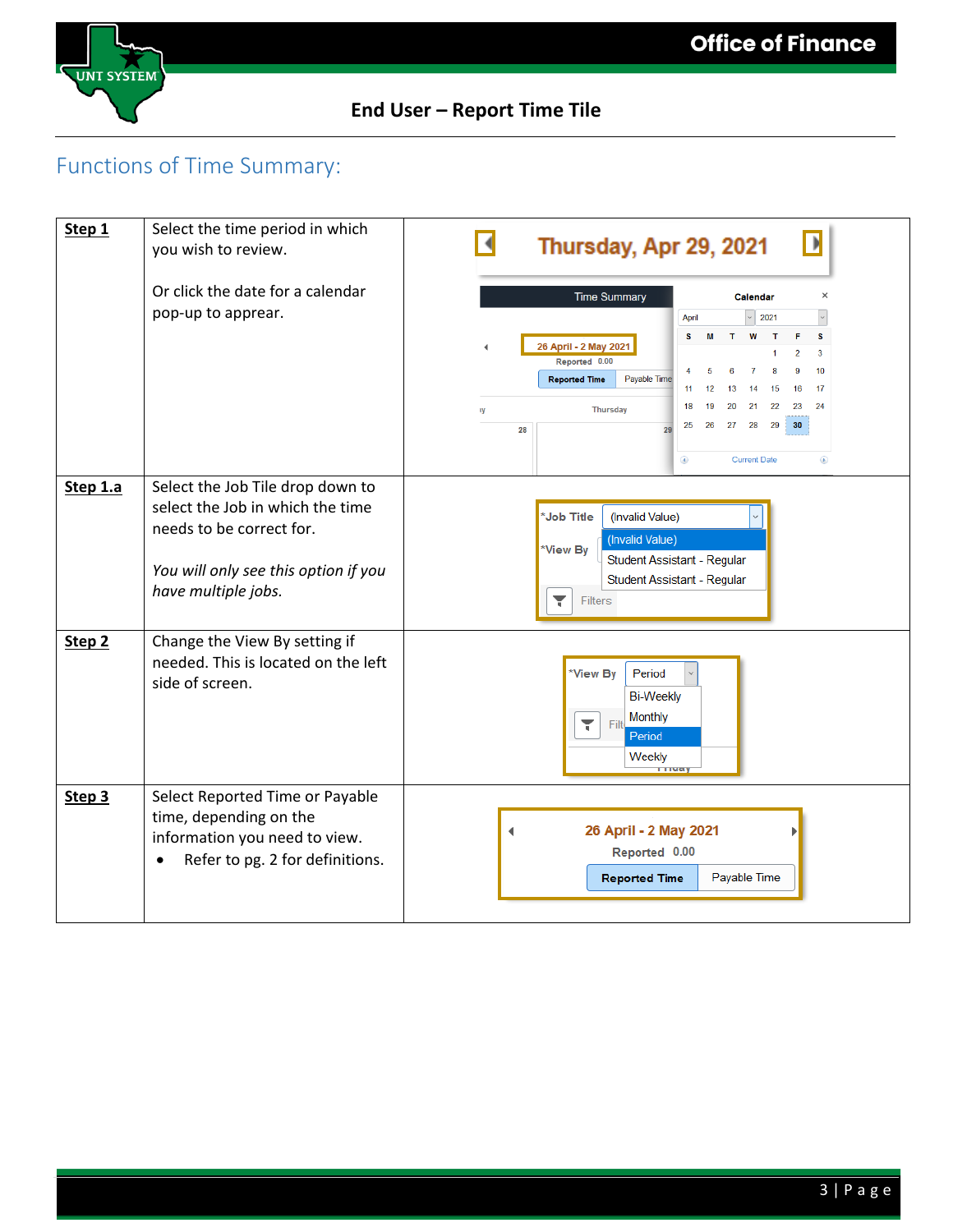# End User – Report Time Tile

## Functions of Time Summary:

| | | |
|---|---|---|
| **Step 1** | Select the time period in which you wish to review.<br><br>Or click the date for a calendar pop-up to apprear. | |
| **Step 1.a** | Select the Job Tile drop down to select the Job in which the time needs to be correct for.<br><br>*You will only see this option if you have multiple jobs.* | |
| **Step 2** | Change the View By setting if needed. This is located on the left side of screen. | |
| **Step 3** | Select Reported Time or Payable time, depending on the information you need to view.<br>• Refer to pg. 2 for definitions. | |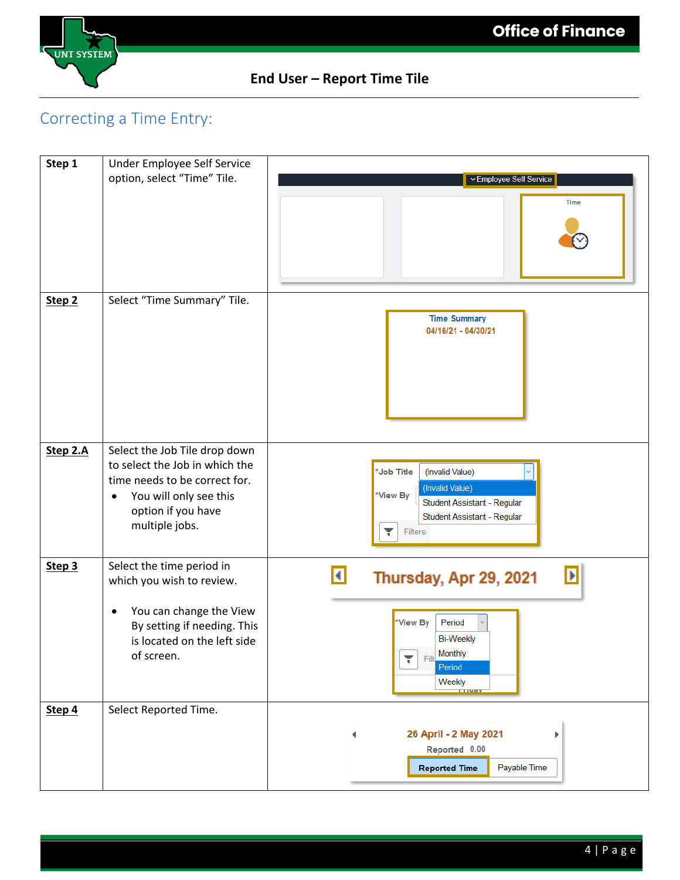## Correcting a Time Entry:

| | | |
|---|---|---|
| **Step 1** | Under Employee Self Service option, select "Time" Tile. | |
| **Step 2** | Select "Time Summary" Tile. | |
| **Step 2.A** | Select the Job Tile drop down to select the job in which the time needs to be correct for.<br>• You will only see this option if you have multiple jobs. | |
| **Step 3** | Select the time period in which you wish to review.<br>• You can change the View By setting if needing. This is located on the left side of screen. | |
| **Step 4** | Select Reported Time. | |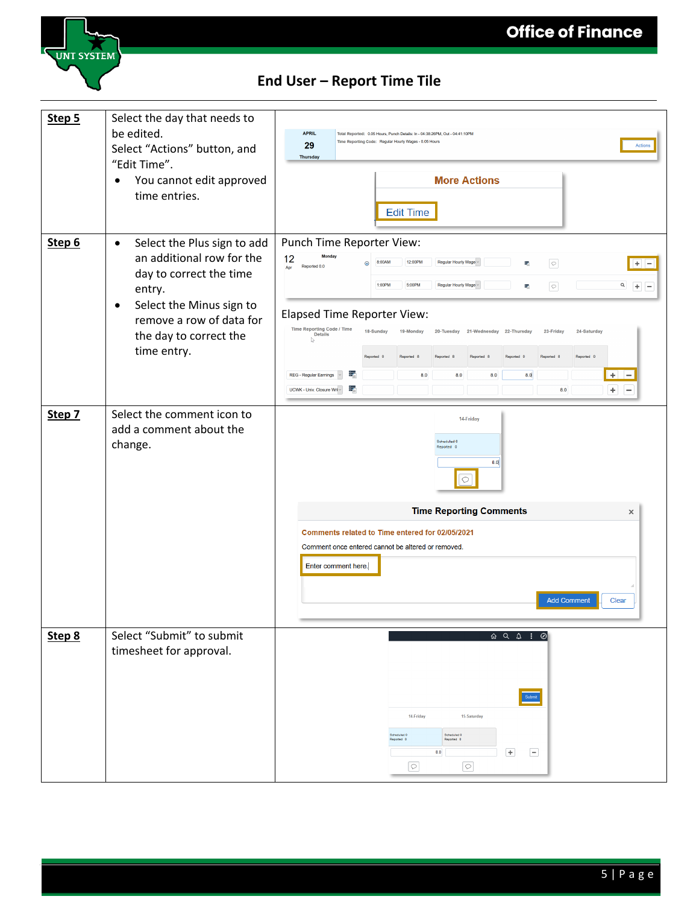## End User – Report Time Tile

| | | |
|---|---|---|
| **Step 5** | Select the day that needs to be edited.<br>Select "Actions" button, and "Edit Time".<br>• You cannot edit approved time entries. | |
| **Step 6** | • Select the Plus sign to add an additional row for the day to correct the time entry.<br>• Select the Minus sign to remove a row of data for the day to correct the time entry. | Punch Time Reporter View:<br><br>Elapsed Time Reporter View: |
| **Step 7** | Select the comment icon to add a comment about the change. | |
| **Step 8** | Select "Submit" to submit timesheet for approval. | |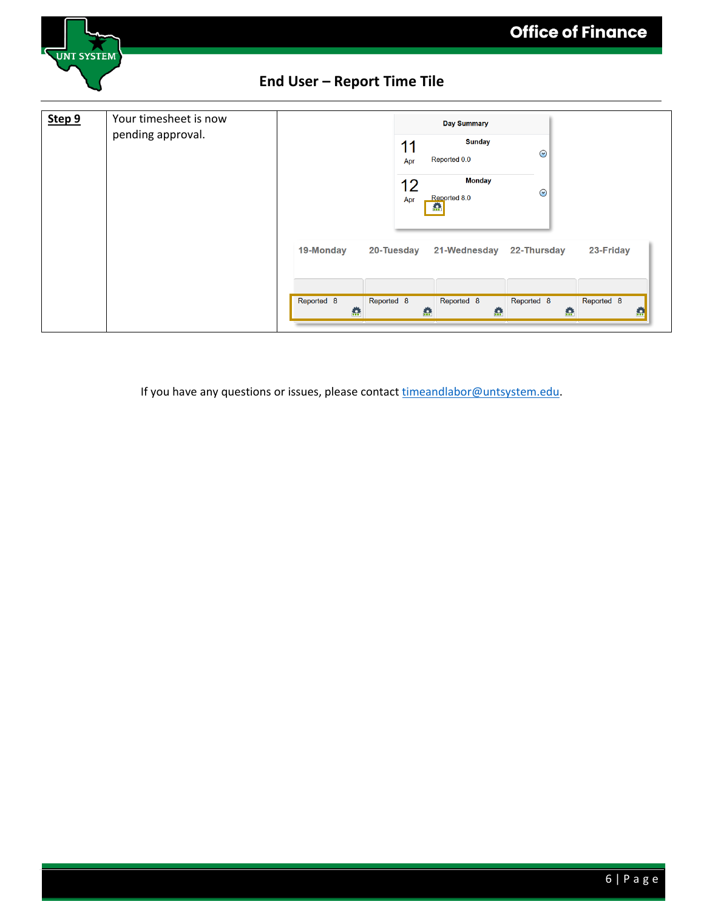## End User – Report Time Tile

| | | |
|---|---|---|
| **Step 9** | Your timesheet is now pending approval. | Day Summary<br>11 Apr Sunday Reported 0.0<br>12 Apr Monday Reported 8.0<br>19-Monday 20-Tuesday 21-Wednesday 22-Thursday 23-Friday<br>Reported 8 Reported 8 Reported 8 Reported 8 Reported 8 |

If you have any questions or issues, please contact timeandlabor@untsystem.edu.